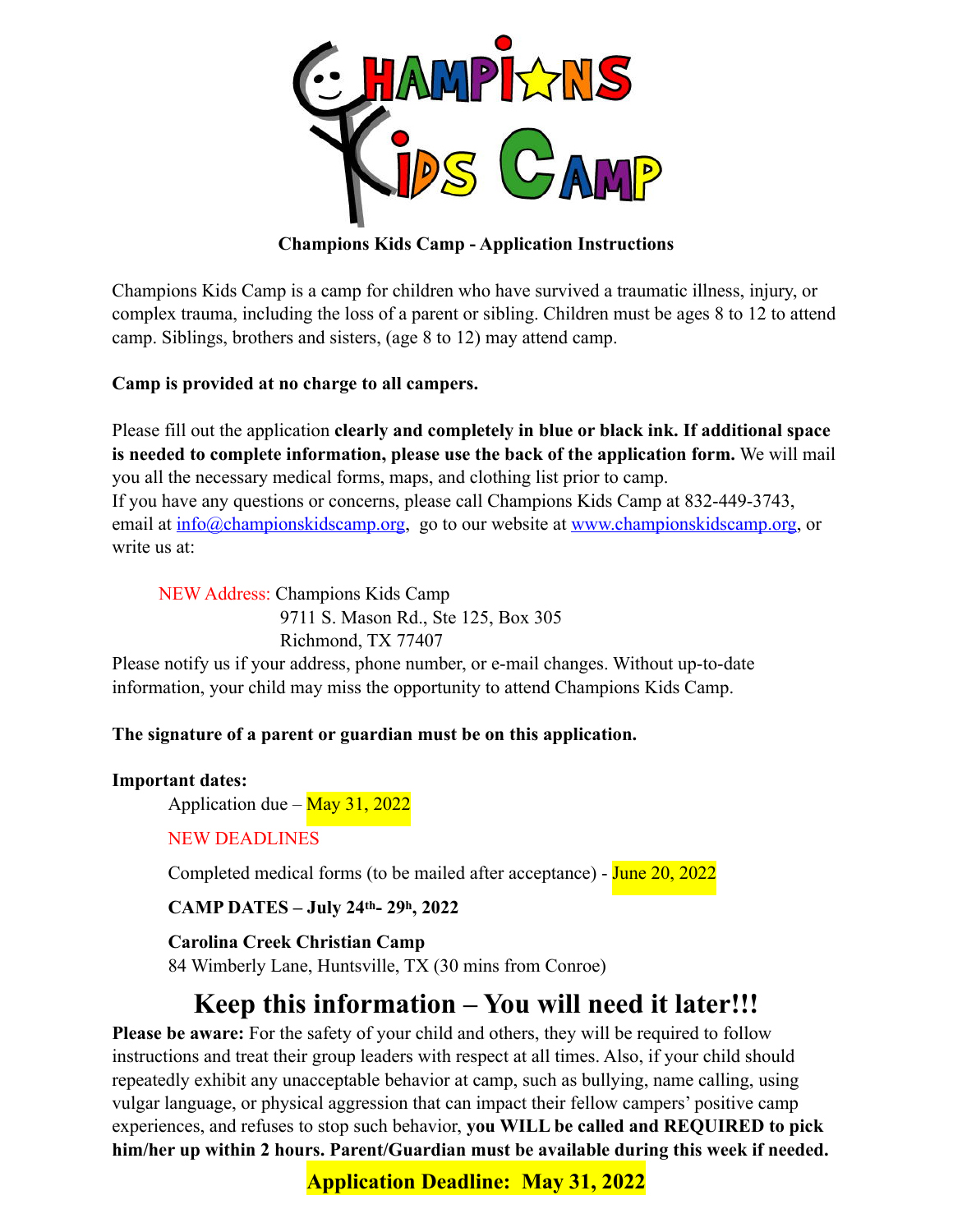**Champions Kids Camp - Application Instructions**

Champions Kids Camp is a camp for children who have survived a traumatic illness, injury, or complex trauma, including the loss of a parent or sibling. Children must be ages 8 to 12 to attend camp. Siblings, brothers and sisters, (age 8 to 12) may attend camp.

**Camp is provided at no charge to all campers.**

Please fill out the application **clearly and completely in blue or black ink. If additional space is needed to complete information, please use the back of the application form.** We will mail you all the necessary medical forms, maps, and clothing list prior to camp.
If you have any questions or concerns, please call Champions Kids Camp at 832-449-3743, email at info@championskidscamp.org, go to our website at www.championskidscamp.org, or write us at:

NEW Address: Champions Kids Camp
9711 S. Mason Rd., Ste 125, Box 305
Richmond, TX 77407

Please notify us if your address, phone number, or e-mail changes. Without up-to-date information, your child may miss the opportunity to attend Champions Kids Camp.

**The signature of a parent or guardian must be on this application.**

**Important dates:**

Application due – May 31, 2022

NEW DEADLINES

Completed medical forms (to be mailed after acceptance) - June 20, 2022

**CAMP DATES – July 24th- 29h, 2022**

**Carolina Creek Christian Camp**
84 Wimberly Lane, Huntsville, TX (30 mins from Conroe)

# Keep this information – You will need it later!!!

**Please be aware:** For the safety of your child and others, they will be required to follow instructions and treat their group leaders with respect at all times. Also, if your child should repeatedly exhibit any unacceptable behavior at camp, such as bullying, name calling, using vulgar language, or physical aggression that can impact their fellow campers' positive camp experiences, and refuses to stop such behavior, **you WILL be called and REQUIRED to pick him/her up within 2 hours. Parent/Guardian must be available during this week if needed.**

**Application Deadline: May 31, 2022**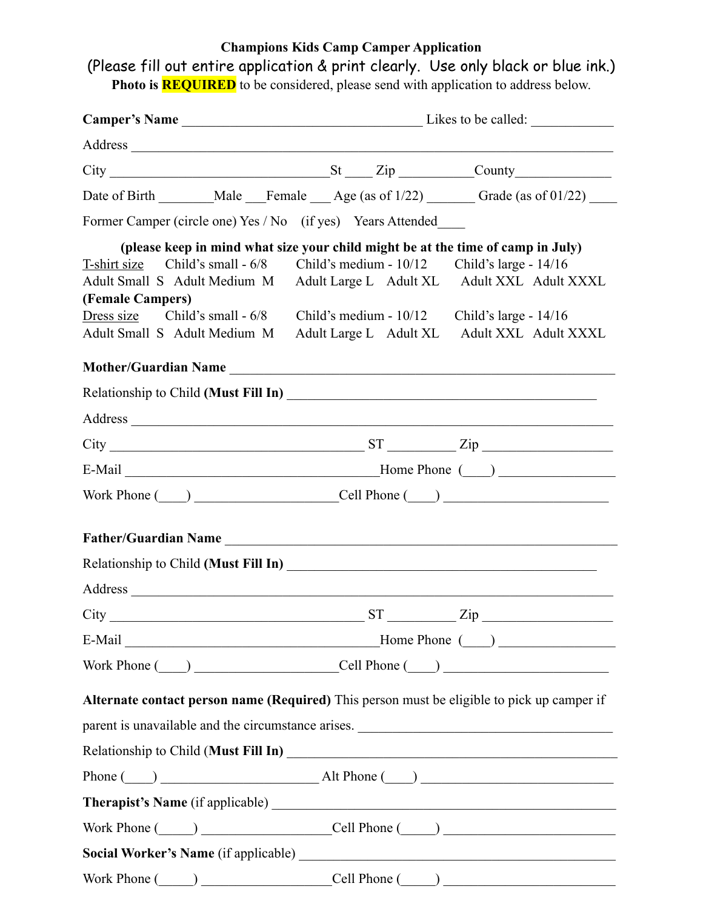**Champions Kids Camp Camper Application**

(Please fill out entire application & print clearly. Use only black or blue ink.)

**Photo is REQUIRED** to be considered, please send with application to address below.

**Camper's Name** ___________________________________ Likes to be called: ____________

Address ______________________________________________________________________

City _______________________________St ____ Zip __________County______________

Date of Birth ________Male ___Female ___ Age (as of 1/22) _______ Grade (as of 01/22) ____

Former Camper (circle one) Yes / No (if yes) Years Attended____

**(please keep in mind what size your child might be at the time of camp in July)**

T-shirt size Child's small - 6/8 Child's medium - 10/12 Child's large - 14/16
Adult Small S Adult Medium M Adult Large L Adult XL Adult XXL Adult XXXL

**(Female Campers)**

Dress size Child's small - 6/8 Child's medium - 10/12 Child's large - 14/16
Adult Small S Adult Medium M Adult Large L Adult XL Adult XXL Adult XXXL

**Mother/Guardian Name** ______________________________________________________

Relationship to Child **(Must Fill In)** ____________________________________________

Address ______________________________________________________________________

City _____________________________________ ST _________ Zip __________________

E-Mail ____________________________________Home Phone (___) ________________

Work Phone (___) _____________________Cell Phone (___) ______________________

**Father/Guardian Name** ______________________________________________________

Relationship to Child **(Must Fill In)** ____________________________________________

Address ______________________________________________________________________

City _____________________________________ ST _________ Zip __________________

E-Mail ____________________________________Home Phone (___) ________________

Work Phone (___) _____________________Cell Phone (___) ______________________

**Alternate contact person name (Required)** This person must be eligible to pick up camper if parent is unavailable and the circumstance arises. _____________________________________

Relationship to Child (**Must Fill In**) ____________________________________________

Phone (___) _______________________ Alt Phone (___) ___________________________

**Therapist's Name** (if applicable) _______________________________________________

Work Phone (_____) __________________Cell Phone (_____) _______________________

**Social Worker's Name** (if applicable) ___________________________________________

Work Phone (_____) __________________Cell Phone (_____) _______________________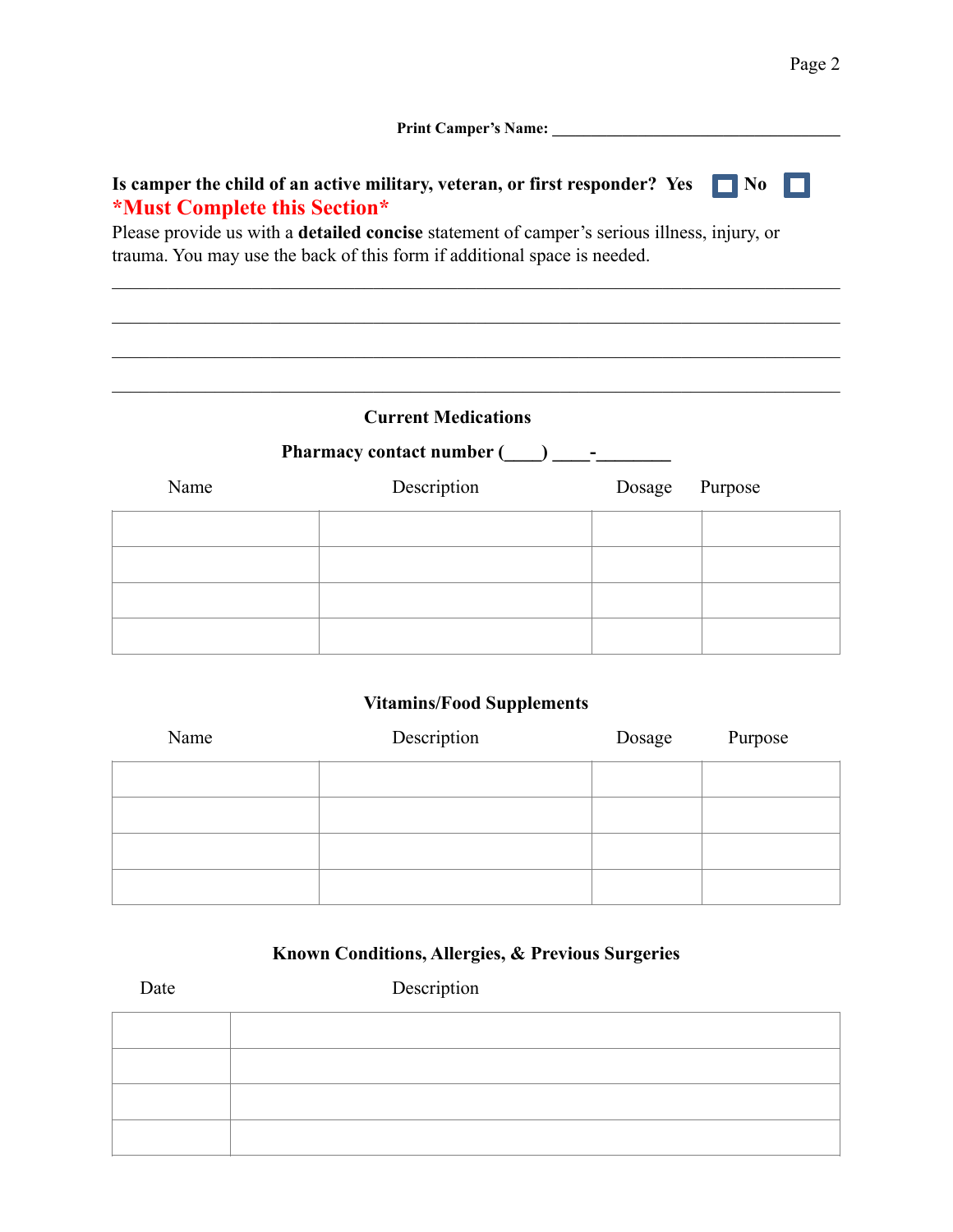**Print Camper's Name:** ___________________________________

**Is camper the child of an active military, veteran, or first responder?** **Yes** ☐ **No** ☐

***Must Complete this Section***

Please provide us with a **detailed concise** statement of camper's serious illness, injury, or trauma. You may use the back of this form if additional space is needed.

_______________________________________________________________________________

_______________________________________________________________________________

_______________________________________________________________________________

_______________________________________________________________________________

### Current Medications

**Pharmacy contact number (____) ____-________**

| Name | Description | Dosage | Purpose |
|---|---|---|---|
| | | | |
| | | | |
| | | | |
| | | | |

### Vitamins/Food Supplements

| Name | Description | Dosage | Purpose |
|---|---|---|---|
| | | | |
| | | | |
| | | | |
| | | | |

### Known Conditions, Allergies, & Previous Surgeries

| Date | Description |
|---|---|
| | |
| | |
| | |
| | |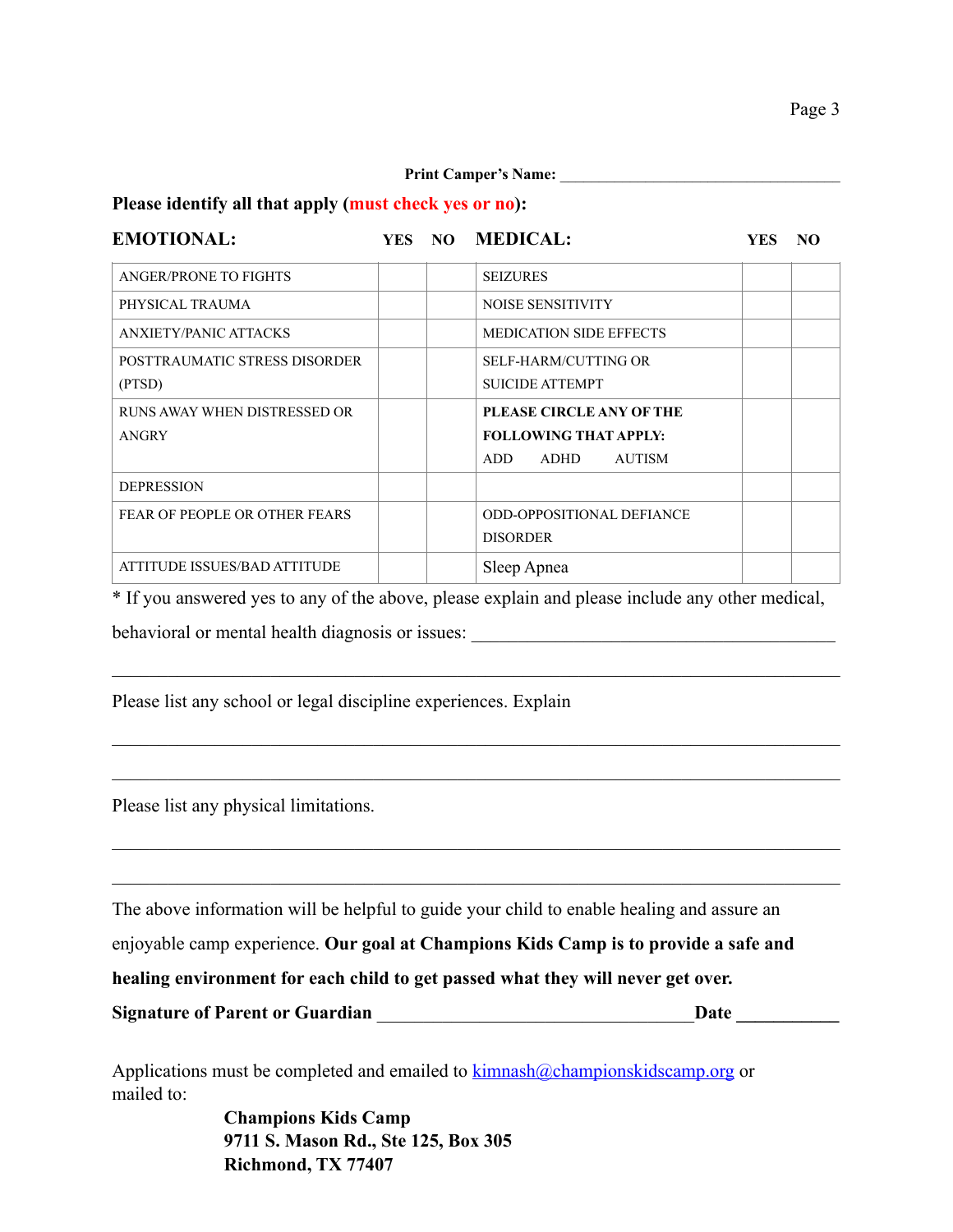**Print Camper's Name:** ___________________________________

**Please identify all that apply (must check yes or no):**

| EMOTIONAL: | YES | NO | MEDICAL: | YES | NO |
|---|---|---|---|---|---|
| ANGER/PRONE TO FIGHTS | | | SEIZURES | | |
| PHYSICAL TRAUMA | | | NOISE SENSITIVITY | | |
| ANXIETY/PANIC ATTACKS | | | MEDICATION SIDE EFFECTS | | |
| POSTTRAUMATIC STRESS DISORDER (PTSD) | | | SELF-HARM/CUTTING OR SUICIDE ATTEMPT | | |
| RUNS AWAY WHEN DISTRESSED OR ANGRY | | | **PLEASE CIRCLE ANY OF THE FOLLOWING THAT APPLY:** ADD ADHD AUTISM | | |
| DEPRESSION | | | | | |
| FEAR OF PEOPLE OR OTHER FEARS | | | ODD-OPPOSITIONAL DEFIANCE DISORDER | | |
| ATTITUDE ISSUES/BAD ATTITUDE | | | Sleep Apnea | | |

* If you answered yes to any of the above, please explain and please include any other medical, behavioral or mental health diagnosis or issues: ________________________________________

________________________________________________________________________________

Please list any school or legal discipline experiences. Explain

________________________________________________________________________________

________________________________________________________________________________

Please list any physical limitations.

________________________________________________________________________________

________________________________________________________________________________

The above information will be helpful to guide your child to enable healing and assure an enjoyable camp experience. **Our goal at Champions Kids Camp is to provide a safe and healing environment for each child to get passed what they will never get over.**

**Signature of Parent or Guardian** ___________________________________ **Date** ___________

Applications must be completed and emailed to kimnash@championskidscamp.org or mailed to:

**Champions Kids Camp**
**9711 S. Mason Rd., Ste 125, Box 305**
**Richmond, TX 77407**